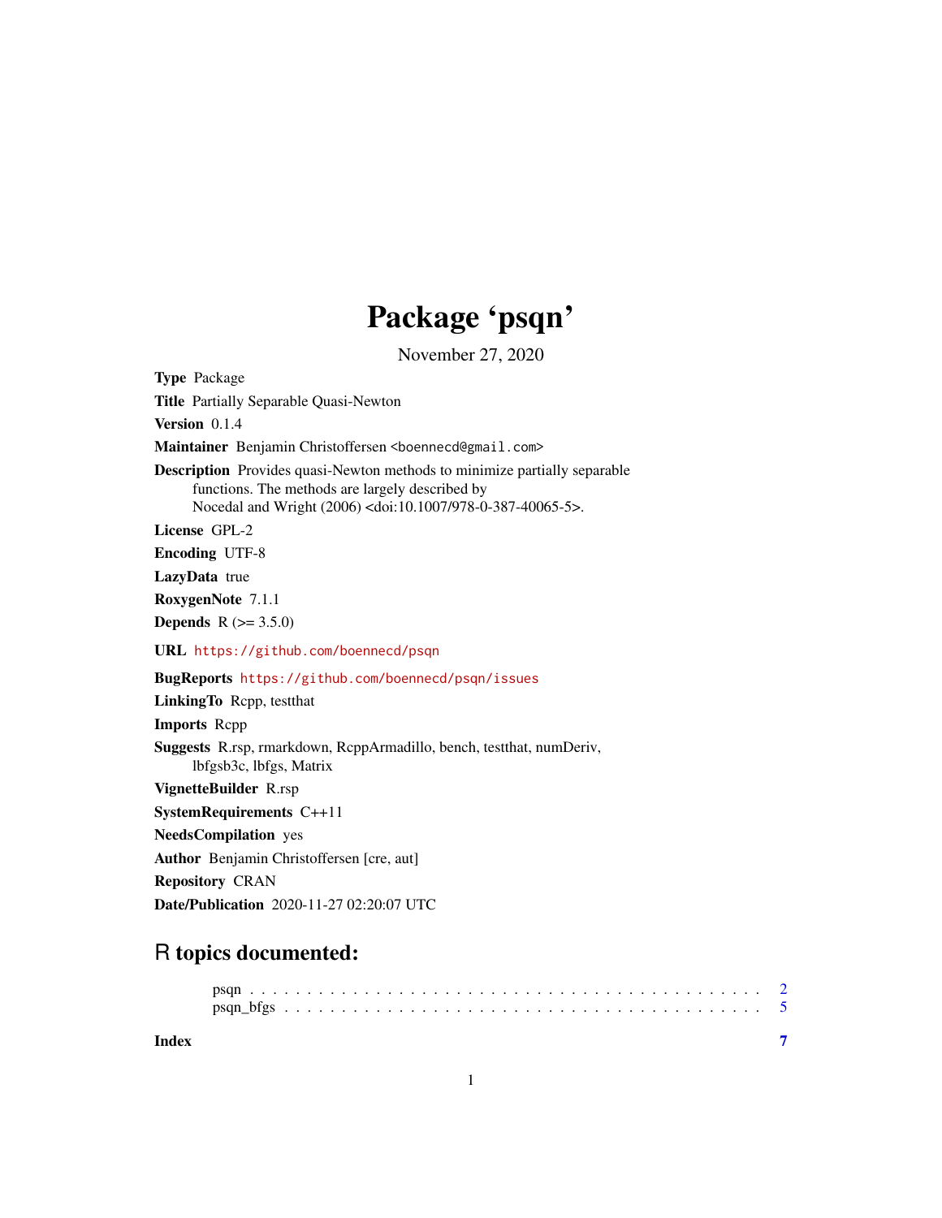# Package 'psqn'

November 27, 2020

**Type** Package

**Title** Partially Separable Quasi-Newton

**Version** 0.1.4

**Maintainer** Benjamin Christoffersen <boennecd@gmail.com>

**Description** Provides quasi-Newton methods to minimize partially separable functions. The methods are largely described by Nocedal and Wright (2006) <doi:10.1007/978-0-387-40065-5>.

**License** GPL-2

**Encoding** UTF-8

**LazyData** true

**RoxygenNote** 7.1.1

**Depends** R (>= 3.5.0)

**URL** https://github.com/boennecd/psqn

**BugReports** https://github.com/boennecd/psqn/issues

**LinkingTo** Rcpp, testthat

**Imports** Rcpp

**Suggests** R.rsp, rmarkdown, RcppArmadillo, bench, testthat, numDeriv, lbfgsb3c, lbfgs, Matrix

**VignetteBuilder** R.rsp

**SystemRequirements** C++11

**NeedsCompilation** yes

**Author** Benjamin Christoffersen [cre, aut]

**Repository** CRAN

**Date/Publication** 2020-11-27 02:20:07 UTC

## R topics documented:

psqn . . . . . . . . . . . . . . . . . . . . . . . . . . . . . . . . . . . . . . . . . 2
psqn_bfgs . . . . . . . . . . . . . . . . . . . . . . . . . . . . . . . . . . . . . . 5

**Index** 7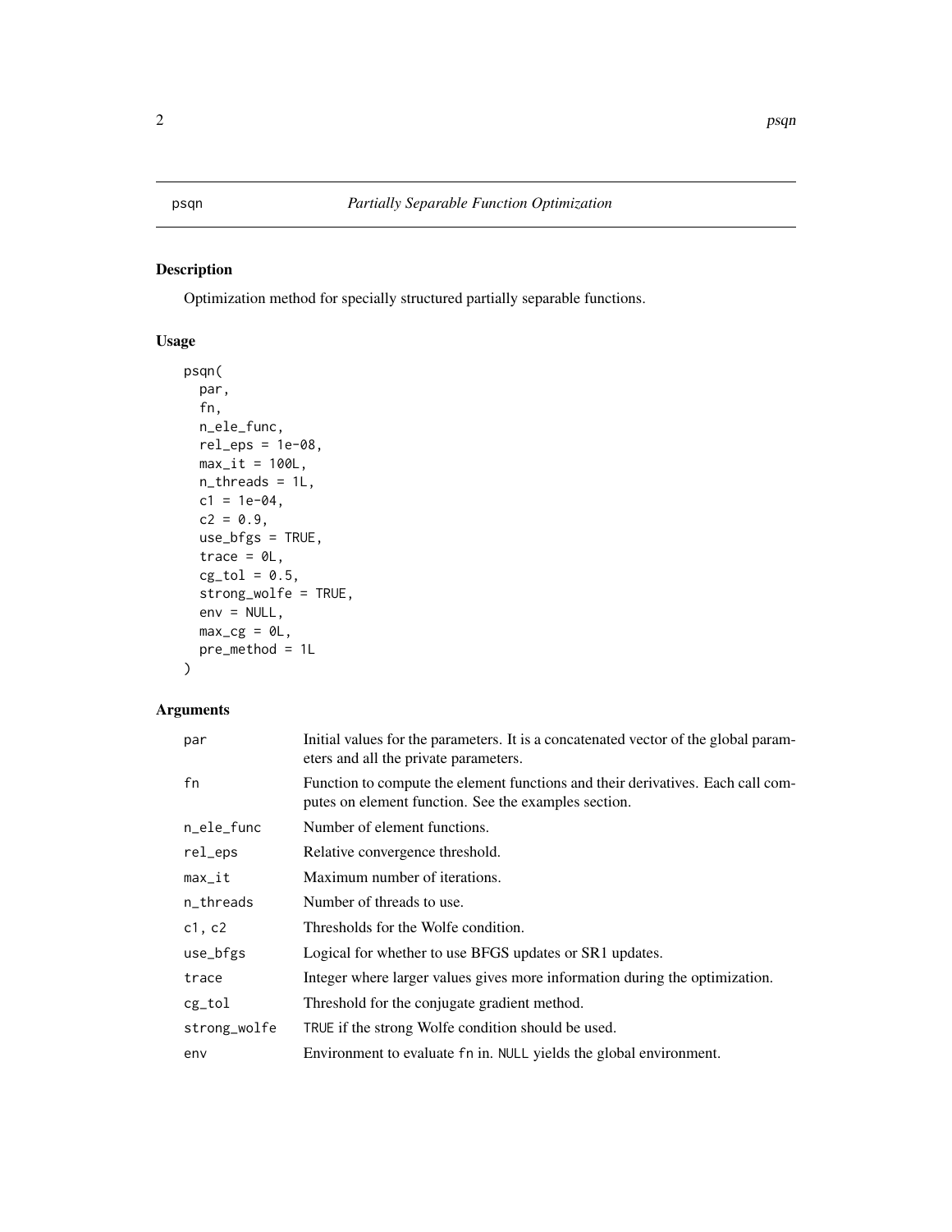## psqn — *Partially Separable Function Optimization*

### Description

Optimization method for specially structured partially separable functions.

### Usage

```
psqn(
  par,
  fn,
  n_ele_func,
  rel_eps = 1e-08,
  max_it = 100L,
  n_threads = 1L,
  c1 = 1e-04,
  c2 = 0.9,
  use_bfgs = TRUE,
  trace = 0L,
  cg_tol = 0.5,
  strong_wolfe = TRUE,
  env = NULL,
  max_cg = 0L,
  pre_method = 1L
)
```

### Arguments

| Argument | Description |
|---|---|
| `par` | Initial values for the parameters. It is a concatenated vector of the global parameters and all the private parameters. |
| `fn` | Function to compute the element functions and their derivatives. Each call computes on element function. See the examples section. |
| `n_ele_func` | Number of element functions. |
| `rel_eps` | Relative convergence threshold. |
| `max_it` | Maximum number of iterations. |
| `n_threads` | Number of threads to use. |
| `c1, c2` | Thresholds for the Wolfe condition. |
| `use_bfgs` | Logical for whether to use BFGS updates or SR1 updates. |
| `trace` | Integer where larger values gives more information during the optimization. |
| `cg_tol` | Threshold for the conjugate gradient method. |
| `strong_wolfe` | `TRUE` if the strong Wolfe condition should be used. |
| `env` | Environment to evaluate `fn` in. `NULL` yields the global environment. |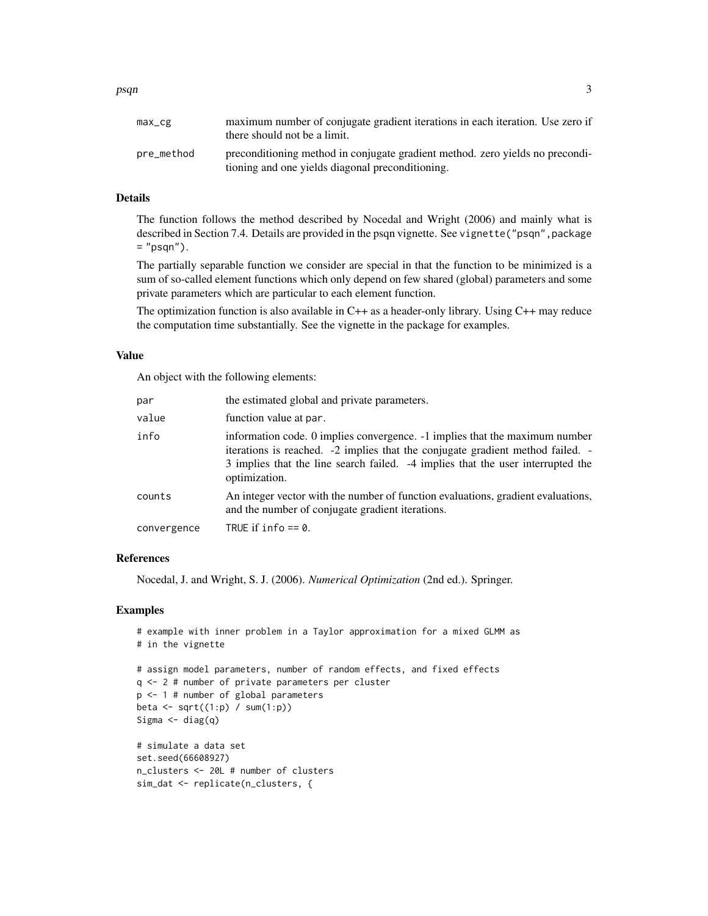| | |
|---|---|
| max_cg | maximum number of conjugate gradient iterations in each iteration. Use zero if there should not be a limit. |
| pre_method | preconditioning method in conjugate gradient method. zero yields no preconditioning and one yields diagonal preconditioning. |

## Details

The function follows the method described by Nocedal and Wright (2006) and mainly what is described in Section 7.4. Details are provided in the psqn vignette. See `vignette("psqn",package = "psqn")`.

The partially separable function we consider are special in that the function to be minimized is a sum of so-called element functions which only depend on few shared (global) parameters and some private parameters which are particular to each element function.

The optimization function is also available in C++ as a header-only library. Using C++ may reduce the computation time substantially. See the vignette in the package for examples.

## Value

An object with the following elements:

| | |
|---|---|
| par | the estimated global and private parameters. |
| value | function value at par. |
| info | information code. 0 implies convergence. -1 implies that the maximum number iterations is reached. -2 implies that the conjugate gradient method failed. -3 implies that the line search failed. -4 implies that the user interrupted the optimization. |
| counts | An integer vector with the number of function evaluations, gradient evaluations, and the number of conjugate gradient iterations. |
| convergence | TRUE if info == 0. |

## References

Nocedal, J. and Wright, S. J. (2006). *Numerical Optimization* (2nd ed.). Springer.

## Examples

```
# example with inner problem in a Taylor approximation for a mixed GLMM as
# in the vignette

# assign model parameters, number of random effects, and fixed effects
q <- 2 # number of private parameters per cluster
p <- 1 # number of global parameters
beta <- sqrt((1:p) / sum(1:p))
Sigma <- diag(q)

# simulate a data set
set.seed(66608927)
n_clusters <- 20L # number of clusters
sim_dat <- replicate(n_clusters, {
```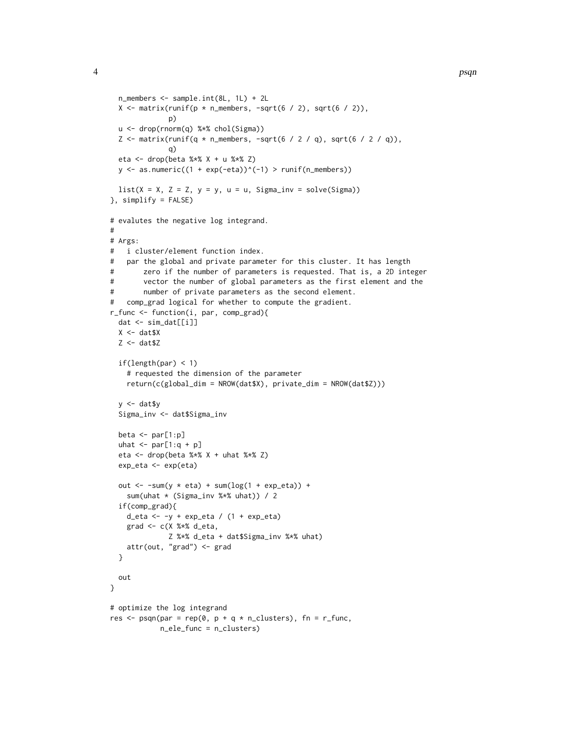```
  n_members <- sample.int(8L, 1L) + 2L
  X <- matrix(runif(p * n_members, -sqrt(6 / 2), sqrt(6 / 2)),
              p)
  u <- drop(rnorm(q) %*% chol(Sigma))
  Z <- matrix(runif(q * n_members, -sqrt(6 / 2 / q), sqrt(6 / 2 / q)),
              q)
  eta <- drop(beta %*% X + u %*% Z)
  y <- as.numeric((1 + exp(-eta))^(-1) > runif(n_members))

  list(X = X, Z = Z, y = y, u = u, Sigma_inv = solve(Sigma))
}, simplify = FALSE)

# evalutes the negative log integrand.
#
# Args:
#   i cluster/element function index.
#   par the global and private parameter for this cluster. It has length
#       zero if the number of parameters is requested. That is, a 2D integer
#       vector the number of global parameters as the first element and the
#       number of private parameters as the second element.
#   comp_grad logical for whether to compute the gradient.
r_func <- function(i, par, comp_grad){
  dat <- sim_dat[[i]]
  X <- dat$X
  Z <- dat$Z

  if(length(par) < 1)
    # requested the dimension of the parameter
    return(c(global_dim = NROW(dat$X), private_dim = NROW(dat$Z)))

  y <- dat$y
  Sigma_inv <- dat$Sigma_inv

  beta <- par[1:p]
  uhat <- par[1:q + p]
  eta <- drop(beta %*% X + uhat %*% Z)
  exp_eta <- exp(eta)

  out <- -sum(y * eta) + sum(log(1 + exp_eta)) +
    sum(uhat * (Sigma_inv %*% uhat)) / 2
  if(comp_grad){
    d_eta <- -y + exp_eta / (1 + exp_eta)
    grad <- c(X %*% d_eta,
              Z %*% d_eta + dat$Sigma_inv %*% uhat)
    attr(out, "grad") <- grad
  }

  out
}

# optimize the log integrand
res <- psqn(par = rep(0, p + q * n_clusters), fn = r_func,
            n_ele_func = n_clusters)
```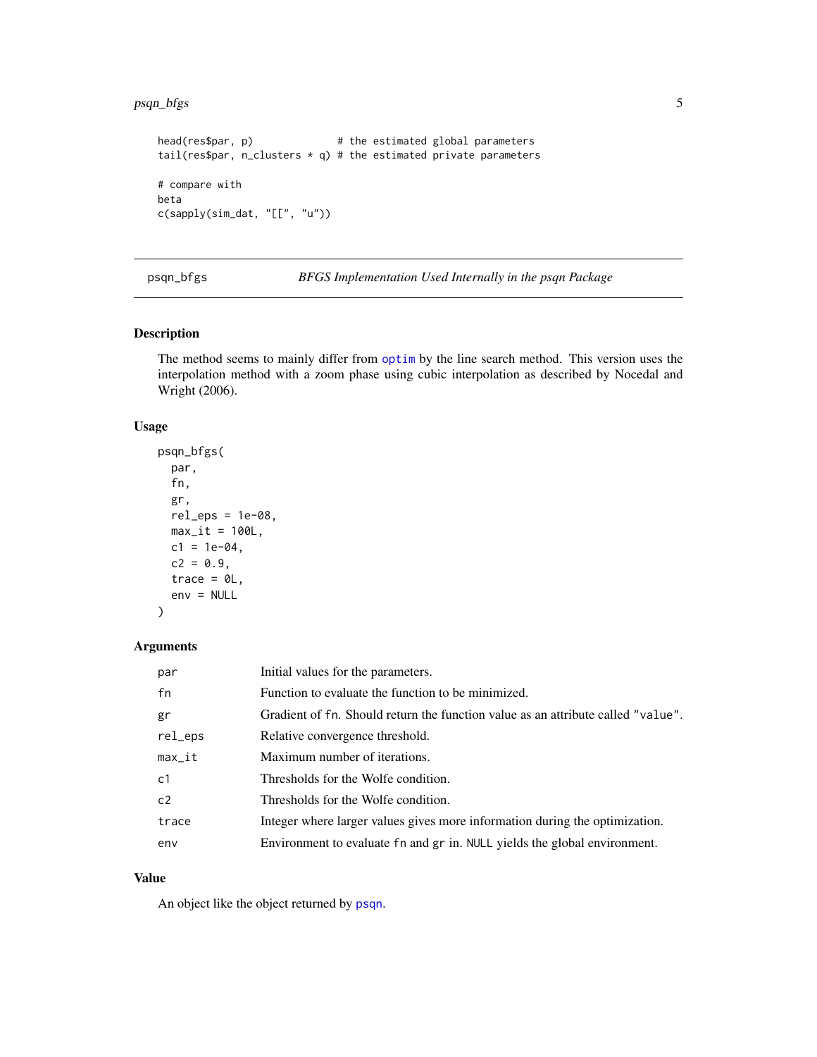```
head(res$par, p)              # the estimated global parameters
tail(res$par, n_clusters * q) # the estimated private parameters

# compare with
beta
c(sapply(sim_dat, "[[", "u"))
```

---

## psqn_bfgs — *BFGS Implementation Used Internally in the psqn Package*

---

### Description

The method seems to mainly differ from optim by the line search method. This version uses the interpolation method with a zoom phase using cubic interpolation as described by Nocedal and Wright (2006).

### Usage

```
psqn_bfgs(
  par,
  fn,
  gr,
  rel_eps = 1e-08,
  max_it = 100L,
  c1 = 1e-04,
  c2 = 0.9,
  trace = 0L,
  env = NULL
)
```

### Arguments

| | |
|---|---|
| par | Initial values for the parameters. |
| fn | Function to evaluate the function to be minimized. |
| gr | Gradient of fn. Should return the function value as an attribute called "value". |
| rel_eps | Relative convergence threshold. |
| max_it | Maximum number of iterations. |
| c1 | Thresholds for the Wolfe condition. |
| c2 | Thresholds for the Wolfe condition. |
| trace | Integer where larger values gives more information during the optimization. |
| env | Environment to evaluate fn and gr in. NULL yields the global environment. |

### Value

An object like the object returned by psqn.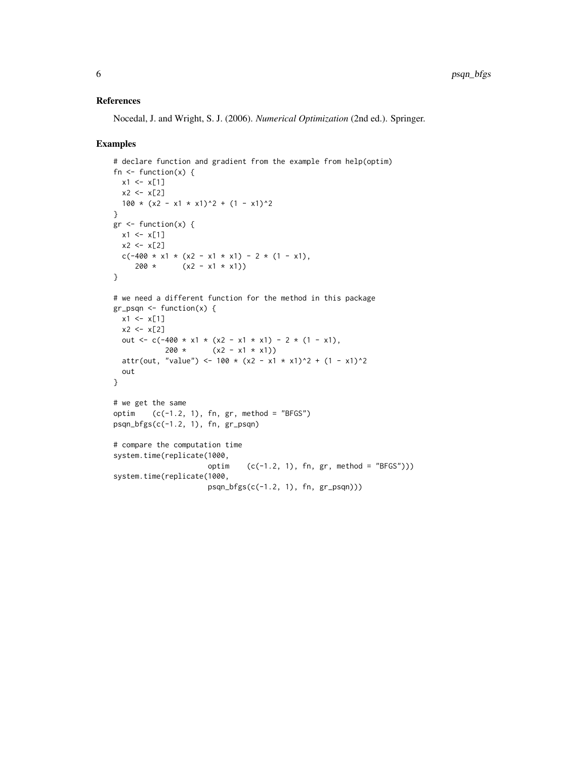## References

Nocedal, J. and Wright, S. J. (2006). *Numerical Optimization* (2nd ed.). Springer.

## Examples

```
# declare function and gradient from the example from help(optim)
fn <- function(x) {
  x1 <- x[1]
  x2 <- x[2]
  100 * (x2 - x1 * x1)^2 + (1 - x1)^2
}
gr <- function(x) {
  x1 <- x[1]
  x2 <- x[2]
  c(-400 * x1 * (x2 - x1 * x1) - 2 * (1 - x1),
     200 *      (x2 - x1 * x1))
}

# we need a different function for the method in this package
gr_psqn <- function(x) {
  x1 <- x[1]
  x2 <- x[2]
  out <- c(-400 * x1 * (x2 - x1 * x1) - 2 * (1 - x1),
            200 *      (x2 - x1 * x1))
  attr(out, "value") <- 100 * (x2 - x1 * x1)^2 + (1 - x1)^2
  out
}

# we get the same
optim    (c(-1.2, 1), fn, gr, method = "BFGS")
psqn_bfgs(c(-1.2, 1), fn, gr_psqn)

# compare the computation time
system.time(replicate(1000,
                      optim    (c(-1.2, 1), fn, gr, method = "BFGS")))
system.time(replicate(1000,
                      psqn_bfgs(c(-1.2, 1), fn, gr_psqn)))
```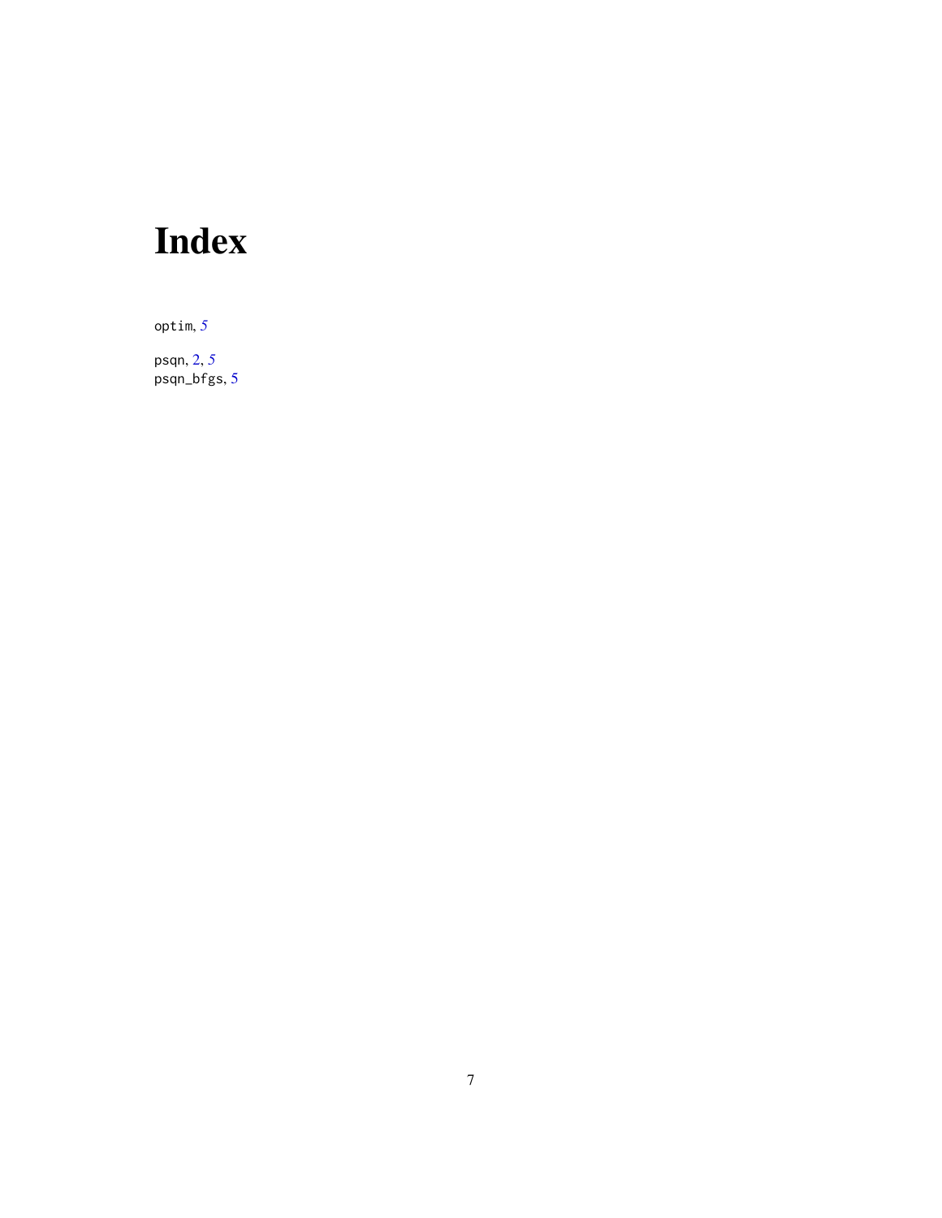# Index

optim, *5*

psqn, 2, *5*
psqn_bfgs, 5